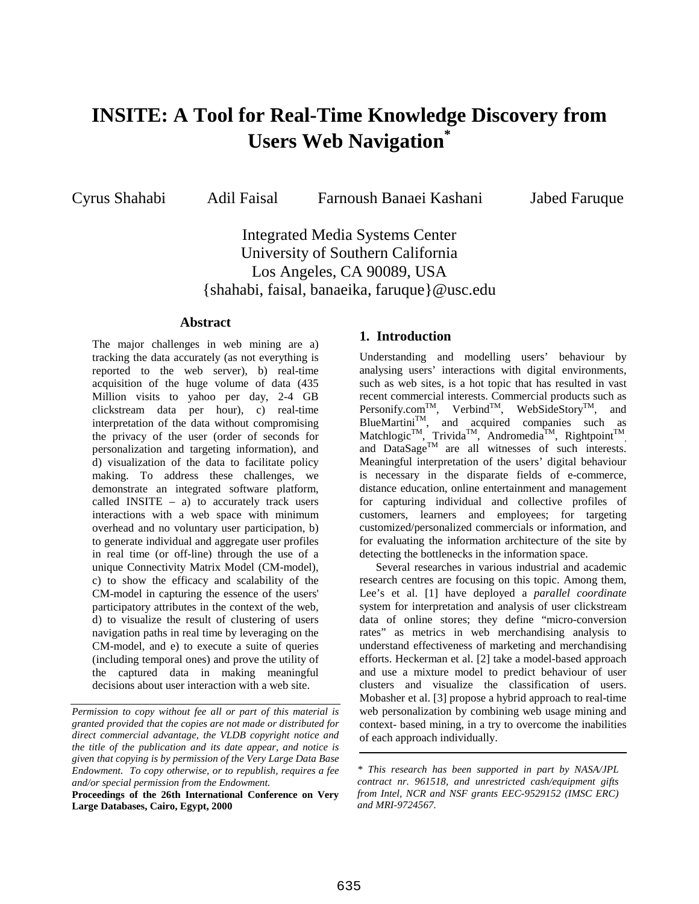# INSITE: A Tool for Real-Time Knowledge Discovery from Users Web Navigation*

Cyrus Shahabi　　Adil Faisal　　Farnoush Banaei Kashani　　Jabed Faruque

Integrated Media Systems Center
University of Southern California
Los Angeles, CA 90089, USA
{shahabi, faisal, banaeika, faruque}@usc.edu

## Abstract

The major challenges in web mining are a) tracking the data accurately (as not everything is reported to the web server), b) real-time acquisition of the huge volume of data (435 Million visits to yahoo per day, 2-4 GB clickstream data per hour), c) real-time interpretation of the data without compromising the privacy of the user (order of seconds for personalization and targeting information), and d) visualization of the data to facilitate policy making. To address these challenges, we demonstrate an integrated software platform, called INSITE – a) to accurately track users interactions with a web space with minimum overhead and no voluntary user participation, b) to generate individual and aggregate user profiles in real time (or off-line) through the use of a unique Connectivity Matrix Model (CM-model), c) to show the efficacy and scalability of the CM-model in capturing the essence of the users' participatory attributes in the context of the web, d) to visualize the result of clustering of users navigation paths in real time by leveraging on the CM-model, and e) to execute a suite of queries (including temporal ones) and prove the utility of the captured data in making meaningful decisions about user interaction with a web site.

*Permission to copy without fee all or part of this material is granted provided that the copies are not made or distributed for direct commercial advantage, the VLDB copyright notice and the title of the publication and its date appear, and notice is given that copying is by permission of the Very Large Data Base Endowment. To copy otherwise, or to republish, requires a fee and/or special permission from the Endowment.*

**Proceedings of the 26th International Conference on Very Large Databases, Cairo, Egypt, 2000**

## 1. Introduction

Understanding and modelling users' behaviour by analysing users' interactions with digital environments, such as web sites, is a hot topic that has resulted in vast recent commercial interests. Commercial products such as Personify.com™, Verbind™, WebSideStory™, and BlueMartini™, and acquired companies such as Matchlogic™, Trivida™, Andromedia™, Rightpoint™, and DataSage™ are all witnesses of such interests. Meaningful interpretation of the users' digital behaviour is necessary in the disparate fields of e-commerce, distance education, online entertainment and management for capturing individual and collective profiles of customers, learners and employees; for targeting customized/personalized commercials or information, and for evaluating the information architecture of the site by detecting the bottlenecks in the information space.

Several researches in various industrial and academic research centres are focusing on this topic. Among them, Lee's et al. [1] have deployed a *parallel coordinate* system for interpretation and analysis of user clickstream data of online stores; they define "micro-conversion rates" as metrics in web merchandising analysis to understand effectiveness of marketing and merchandising efforts. Heckerman et al. [2] take a model-based approach and use a mixture model to predict behaviour of user clusters and visualize the classification of users. Mobasher et al. [3] propose a hybrid approach to real-time web personalization by combining web usage mining and context- based mining, in a try to overcome the inabilities of each approach individually.

\* *This research has been supported in part by NASA/JPL contract nr. 961518, and unrestricted cash/equipment gifts from Intel, NCR and NSF grants EEC-9529152 (IMSC ERC) and MRI-9724567.*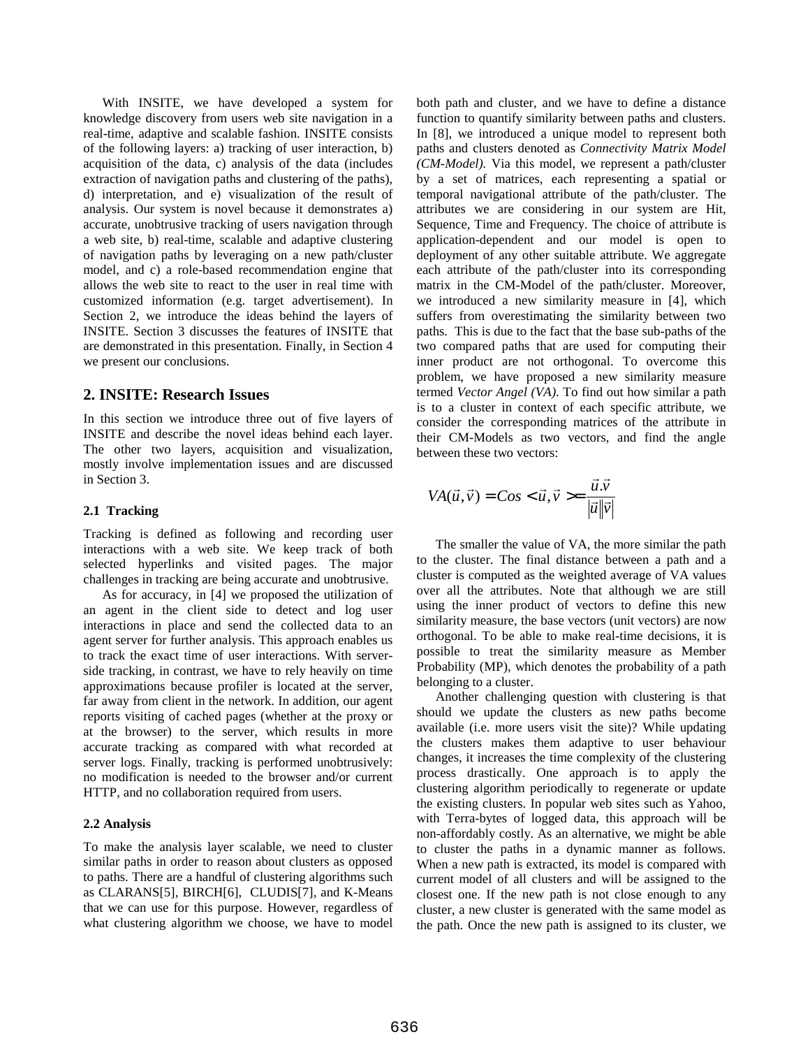With INSITE, we have developed a system for knowledge discovery from users web site navigation in a real-time, adaptive and scalable fashion. INSITE consists of the following layers: a) tracking of user interaction, b) acquisition of the data, c) analysis of the data (includes extraction of navigation paths and clustering of the paths), d) interpretation, and e) visualization of the result of analysis. Our system is novel because it demonstrates a) accurate, unobtrusive tracking of users navigation through a web site, b) real-time, scalable and adaptive clustering of navigation paths by leveraging on a new path/cluster model, and c) a role-based recommendation engine that allows the web site to react to the user in real time with customized information (e.g. target advertisement). In Section 2, we introduce the ideas behind the layers of INSITE. Section 3 discusses the features of INSITE that are demonstrated in this presentation. Finally, in Section 4 we present our conclusions.

## 2. INSITE: Research Issues

In this section we introduce three out of five layers of INSITE and describe the novel ideas behind each layer. The other two layers, acquisition and visualization, mostly involve implementation issues and are discussed in Section 3.

### 2.1 Tracking

Tracking is defined as following and recording user interactions with a web site. We keep track of both selected hyperlinks and visited pages. The major challenges in tracking are being accurate and unobtrusive.

As for accuracy, in [4] we proposed the utilization of an agent in the client side to detect and log user interactions in place and send the collected data to an agent server for further analysis. This approach enables us to track the exact time of user interactions. With server-side tracking, in contrast, we have to rely heavily on time approximations because profiler is located at the server, far away from client in the network. In addition, our agent reports visiting of cached pages (whether at the proxy or at the browser) to the server, which results in more accurate tracking as compared with what recorded at server logs. Finally, tracking is performed unobtrusively: no modification is needed to the browser and/or current HTTP, and no collaboration required from users.

### 2.2 Analysis

To make the analysis layer scalable, we need to cluster similar paths in order to reason about clusters as opposed to paths. There are a handful of clustering algorithms such as CLARANS[5], BIRCH[6], CLUDIS[7], and K-Means that we can use for this purpose. However, regardless of what clustering algorithm we choose, we have to model both path and cluster, and we have to define a distance function to quantify similarity between paths and clusters. In [8], we introduced a unique model to represent both paths and clusters denoted as *Connectivity Matrix Model (CM-Model).* Via this model, we represent a path/cluster by a set of matrices, each representing a spatial or temporal navigational attribute of the path/cluster. The attributes we are considering in our system are Hit, Sequence, Time and Frequency. The choice of attribute is application-dependent and our model is open to deployment of any other suitable attribute. We aggregate each attribute of the path/cluster into its corresponding matrix in the CM-Model of the path/cluster. Moreover, we introduced a new similarity measure in [4], which suffers from overestimating the similarity between two paths. This is due to the fact that the base sub-paths of the two compared paths that are used for computing their inner product are not orthogonal. To overcome this problem, we have proposed a new similarity measure termed *Vector Angel (VA).* To find out how similar a path is to a cluster in context of each specific attribute, we consider the corresponding matrices of the attribute in their CM-Models as two vectors, and find the angle between these two vectors:

$$VA(\vec{u},\vec{v}) = Cos < \vec{u},\vec{v} > = \frac{\vec{u}.\vec{v}}{|\vec{u}||\vec{v}|}$$

The smaller the value of VA, the more similar the path to the cluster. The final distance between a path and a cluster is computed as the weighted average of VA values over all the attributes. Note that although we are still using the inner product of vectors to define this new similarity measure, the base vectors (unit vectors) are now orthogonal. To be able to make real-time decisions, it is possible to treat the similarity measure as Member Probability (MP), which denotes the probability of a path belonging to a cluster.

Another challenging question with clustering is that should we update the clusters as new paths become available (i.e. more users visit the site)? While updating the clusters makes them adaptive to user behaviour changes, it increases the time complexity of the clustering process drastically. One approach is to apply the clustering algorithm periodically to regenerate or update the existing clusters. In popular web sites such as Yahoo, with Terra-bytes of logged data, this approach will be non-affordably costly. As an alternative, we might be able to cluster the paths in a dynamic manner as follows. When a new path is extracted, its model is compared with current model of all clusters and will be assigned to the closest one. If the new path is not close enough to any cluster, a new cluster is generated with the same model as the path. Once the new path is assigned to its cluster, we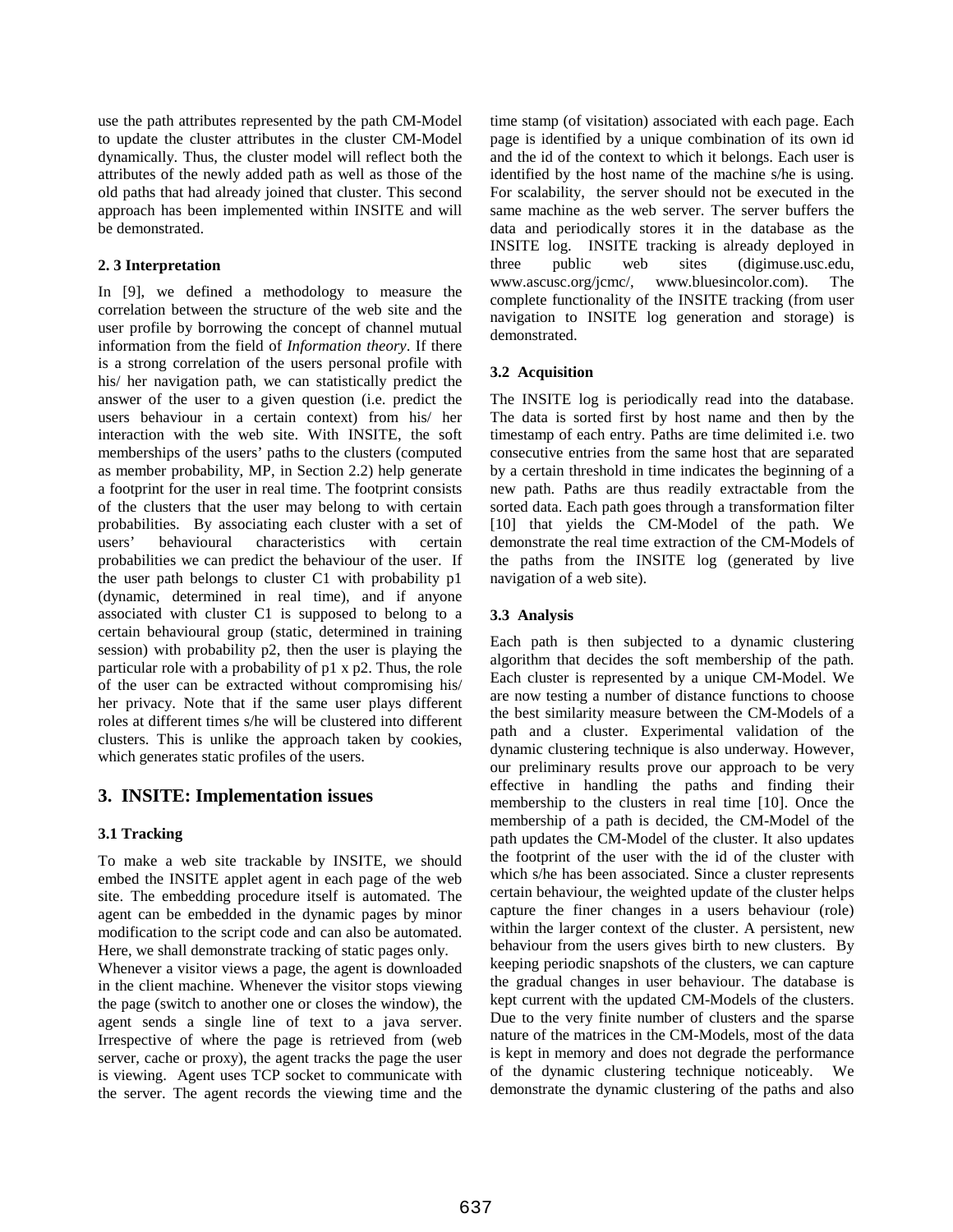use the path attributes represented by the path CM-Model to update the cluster attributes in the cluster CM-Model dynamically. Thus, the cluster model will reflect both the attributes of the newly added path as well as those of the old paths that had already joined that cluster. This second approach has been implemented within INSITE and will be demonstrated.

### 2. 3 Interpretation

In [9], we defined a methodology to measure the correlation between the structure of the web site and the user profile by borrowing the concept of channel mutual information from the field of *Information theory*. If there is a strong correlation of the users personal profile with his/ her navigation path, we can statistically predict the answer of the user to a given question (i.e. predict the users behaviour in a certain context) from his/ her interaction with the web site. With INSITE, the soft memberships of the users' paths to the clusters (computed as member probability, MP, in Section 2.2) help generate a footprint for the user in real time. The footprint consists of the clusters that the user may belong to with certain probabilities. By associating each cluster with a set of users' behavioural characteristics with certain probabilities we can predict the behaviour of the user. If the user path belongs to cluster C1 with probability p1 (dynamic, determined in real time), and if anyone associated with cluster C1 is supposed to belong to a certain behavioural group (static, determined in training session) with probability p2, then the user is playing the particular role with a probability of p1 x p2. Thus, the role of the user can be extracted without compromising his/ her privacy. Note that if the same user plays different roles at different times s/he will be clustered into different clusters. This is unlike the approach taken by cookies, which generates static profiles of the users.

## 3. INSITE: Implementation issues

### 3.1 Tracking

To make a web site trackable by INSITE, we should embed the INSITE applet agent in each page of the web site. The embedding procedure itself is automated. The agent can be embedded in the dynamic pages by minor modification to the script code and can also be automated. Here, we shall demonstrate tracking of static pages only.

Whenever a visitor views a page, the agent is downloaded in the client machine. Whenever the visitor stops viewing the page (switch to another one or closes the window), the agent sends a single line of text to a java server. Irrespective of where the page is retrieved from (web server, cache or proxy), the agent tracks the page the user is viewing. Agent uses TCP socket to communicate with the server. The agent records the viewing time and the time stamp (of visitation) associated with each page. Each page is identified by a unique combination of its own id and the id of the context to which it belongs. Each user is identified by the host name of the machine s/he is using. For scalability, the server should not be executed in the same machine as the web server. The server buffers the data and periodically stores it in the database as the INSITE log. INSITE tracking is already deployed in three public web sites (digimuse.usc.edu, www.ascusc.org/jcmc/, www.bluesincolor.com). The complete functionality of the INSITE tracking (from user navigation to INSITE log generation and storage) is demonstrated.

### 3.2 Acquisition

The INSITE log is periodically read into the database. The data is sorted first by host name and then by the timestamp of each entry. Paths are time delimited i.e. two consecutive entries from the same host that are separated by a certain threshold in time indicates the beginning of a new path. Paths are thus readily extractable from the sorted data. Each path goes through a transformation filter [10] that yields the CM-Model of the path. We demonstrate the real time extraction of the CM-Models of the paths from the INSITE log (generated by live navigation of a web site).

### 3.3 Analysis

Each path is then subjected to a dynamic clustering algorithm that decides the soft membership of the path. Each cluster is represented by a unique CM-Model. We are now testing a number of distance functions to choose the best similarity measure between the CM-Models of a path and a cluster. Experimental validation of the dynamic clustering technique is also underway. However, our preliminary results prove our approach to be very effective in handling the paths and finding their membership to the clusters in real time [10]. Once the membership of a path is decided, the CM-Model of the path updates the CM-Model of the cluster. It also updates the footprint of the user with the id of the cluster with which s/he has been associated. Since a cluster represents certain behaviour, the weighted update of the cluster helps capture the finer changes in a users behaviour (role) within the larger context of the cluster. A persistent, new behaviour from the users gives birth to new clusters. By keeping periodic snapshots of the clusters, we can capture the gradual changes in user behaviour. The database is kept current with the updated CM-Models of the clusters. Due to the very finite number of clusters and the sparse nature of the matrices in the CM-Models, most of the data is kept in memory and does not degrade the performance of the dynamic clustering technique noticeably. We demonstrate the dynamic clustering of the paths and also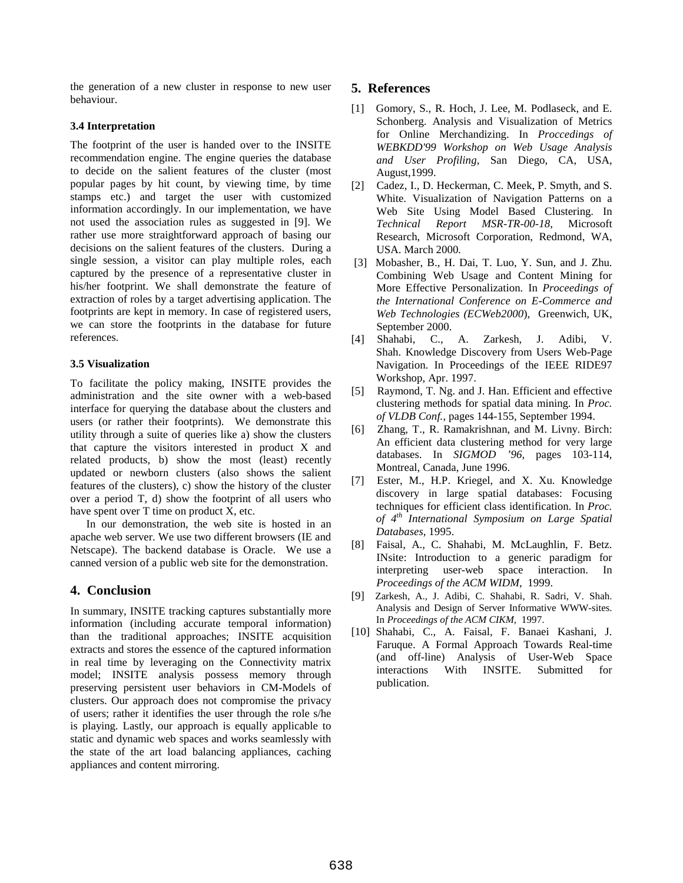the generation of a new cluster in response to new user behaviour.

### 3.4 Interpretation

The footprint of the user is handed over to the INSITE recommendation engine. The engine queries the database to decide on the salient features of the cluster (most popular pages by hit count, by viewing time, by time stamps etc.) and target the user with customized information accordingly. In our implementation, we have not used the association rules as suggested in [9]. We rather use more straightforward approach of basing our decisions on the salient features of the clusters. During a single session, a visitor can play multiple roles, each captured by the presence of a representative cluster in his/her footprint. We shall demonstrate the feature of extraction of roles by a target advertising application. The footprints are kept in memory. In case of registered users, we can store the footprints in the database for future references.

### 3.5 Visualization

To facilitate the policy making, INSITE provides the administration and the site owner with a web-based interface for querying the database about the clusters and users (or rather their footprints). We demonstrate this utility through a suite of queries like a) show the clusters that capture the visitors interested in product X and related products, b) show the most (least) recently updated or newborn clusters (also shows the salient features of the clusters), c) show the history of the cluster over a period T, d) show the footprint of all users who have spent over T time on product X, etc.

In our demonstration, the web site is hosted in an apache web server. We use two different browsers (IE and Netscape). The backend database is Oracle. We use a canned version of a public web site for the demonstration.

## 4. Conclusion

In summary, INSITE tracking captures substantially more information (including accurate temporal information) than the traditional approaches; INSITE acquisition extracts and stores the essence of the captured information in real time by leveraging on the Connectivity matrix model; INSITE analysis possess memory through preserving persistent user behaviors in CM-Models of clusters. Our approach does not compromise the privacy of users; rather it identifies the user through the role s/he is playing. Lastly, our approach is equally applicable to static and dynamic web spaces and works seamlessly with the state of the art load balancing appliances, caching appliances and content mirroring.

## 5. References

[1] Gomory, S., R. Hoch, J. Lee, M. Podlaseck, and E. Schonberg. Analysis and Visualization of Metrics for Online Merchandizing. In *Proccedings of WEBKDD'99 Workshop on Web Usage Analysis and User Profiling*, San Diego, CA, USA, August,1999.

[2] Cadez, I., D. Heckerman, C. Meek, P. Smyth, and S. White. Visualization of Navigation Patterns on a Web Site Using Model Based Clustering. In *Technical Report MSR-TR-00-18*, Microsoft Research, Microsoft Corporation, Redmond, WA, USA. March 2000.

[3] Mobasher, B., H. Dai, T. Luo, Y. Sun, and J. Zhu. Combining Web Usage and Content Mining for More Effective Personalization. In *Proceedings of the International Conference on E-Commerce and Web Technologies (ECWeb2000)*, Greenwich, UK, September 2000.

[4] Shahabi, C., A. Zarkesh, J. Adibi, V. Shah. Knowledge Discovery from Users Web-Page Navigation. In Proceedings of the IEEE RIDE97 Workshop, Apr. 1997.

[5] Raymond, T. Ng. and J. Han. Efficient and effective clustering methods for spatial data mining. In *Proc. of VLDB Conf.*, pages 144-155, September 1994.

[6] Zhang, T., R. Ramakrishnan, and M. Livny. Birch: An efficient data clustering method for very large databases. In *SIGMOD '96*, pages 103-114, Montreal, Canada, June 1996.

[7] Ester, M., H.P. Kriegel, and X. Xu. Knowledge discovery in large spatial databases: Focusing techniques for efficient class identification. In *Proc. of 4th International Symposium on Large Spatial Databases*, 1995.

[8] Faisal, A., C. Shahabi, M. McLaughlin, F. Betz. INsite: Introduction to a generic paradigm for interpreting user-web space interaction. In *Proceedings of the ACM WIDM*, 1999.

[9] Zarkesh, A., J. Adibi, C. Shahabi, R. Sadri, V. Shah. Analysis and Design of Server Informative WWW-sites. In *Proceedings of the ACM CIKM*, 1997.

[10] Shahabi, C., A. Faisal, F. Banaei Kashani, J. Faruque. A Formal Approach Towards Real-time (and off-line) Analysis of User-Web Space interactions With INSITE. Submitted for publication.